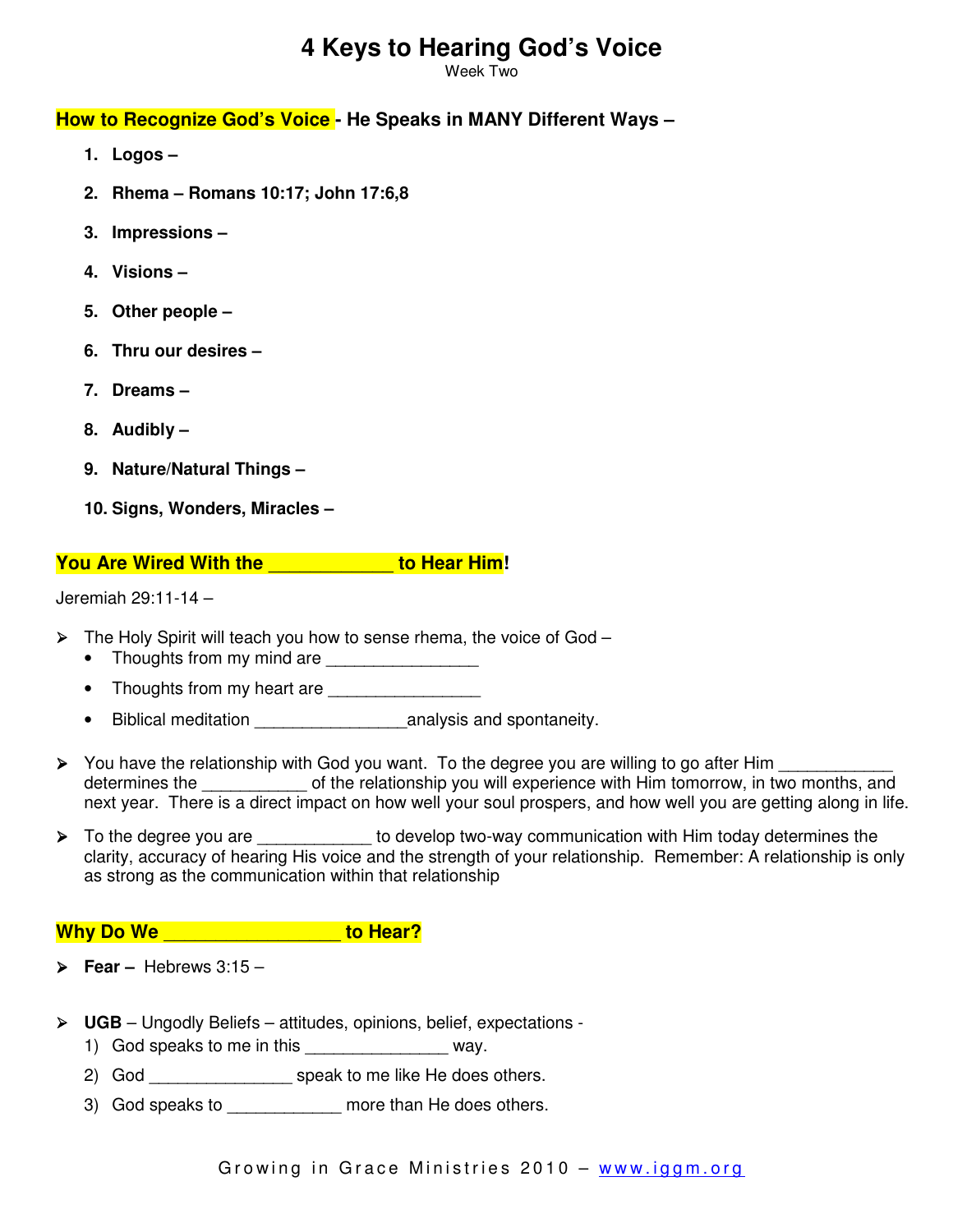# 4 Keys to Hearing God's Voice

Week Two

## How to Recognize God's Voice - He Speaks in MANY Different Ways –

1. **Logos –**
2. **Rhema – Romans 10:17; John 17:6,8**
3. **Impressions –**
4. **Visions –**
5. **Other people –**
6. **Thru our desires –**
7. **Dreams –**
8. **Audibly –**
9. **Nature/Natural Things –**
10. **Signs, Wonders, Miracles –**

## You Are Wired With the ____________ to Hear Him!

Jeremiah 29:11-14 –

- The Holy Spirit will teach you how to sense rhema, the voice of God –
  - Thoughts from my mind are ________________
  - Thoughts from my heart are ________________
  - Biblical meditation ________________analysis and spontaneity.
- You have the relationship with God you want. To the degree you are willing to go after Him ____________ determines the ___________ of the relationship you will experience with Him tomorrow, in two months, and next year. There is a direct impact on how well your soul prospers, and how well you are getting along in life.
- To the degree you are ____________ to develop two-way communication with Him today determines the clarity, accuracy of hearing His voice and the strength of your relationship. Remember: A relationship is only as strong as the communication within that relationship

## Why Do We _________________ to Hear?

- **Fear –** Hebrews 3:15 –
- **UGB** – Ungodly Beliefs – attitudes, opinions, belief, expectations -
  1) God speaks to me in this _______________ way.
  2) God _______________ speak to me like He does others.
  3) God speaks to ____________ more than He does others.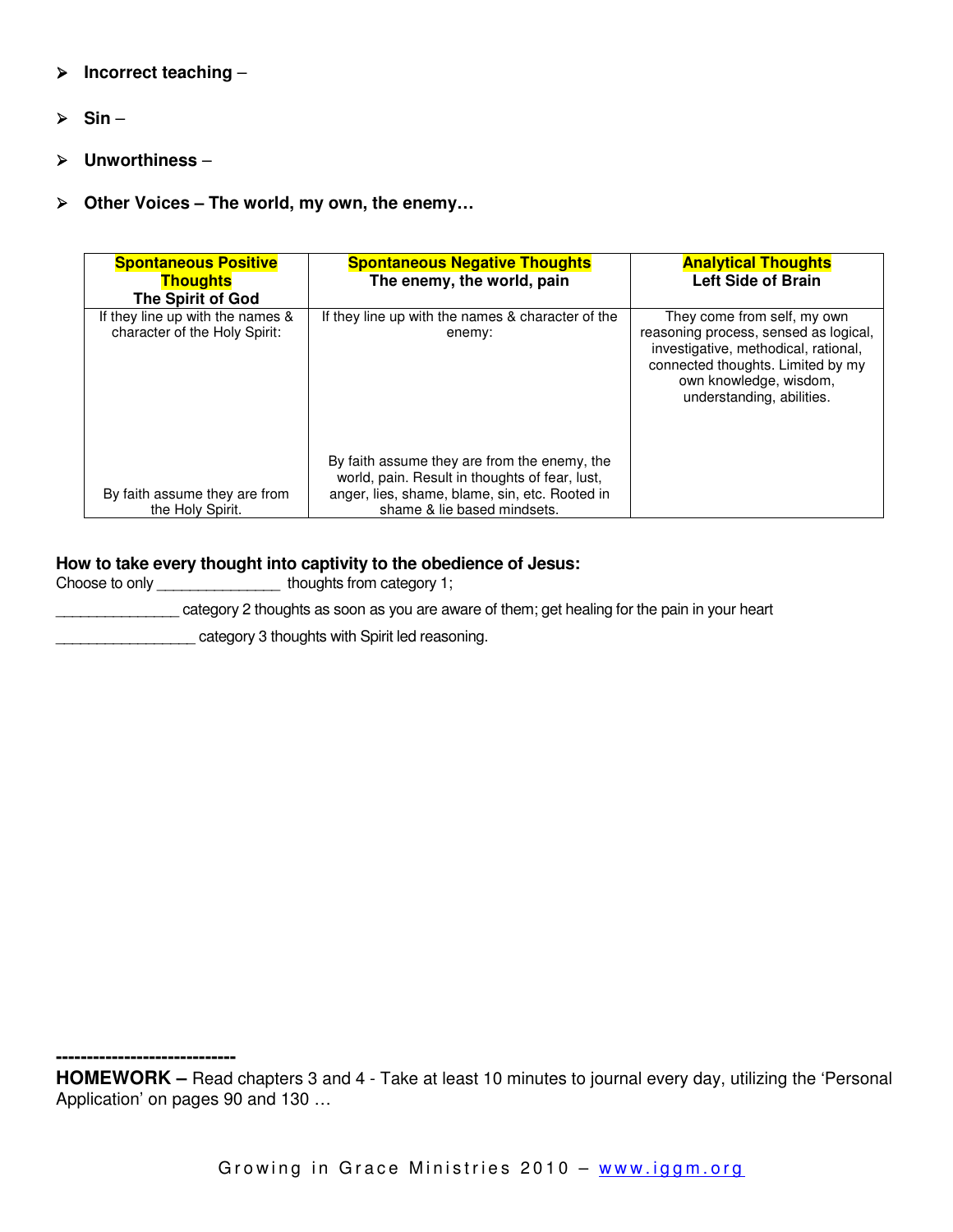- **Incorrect teaching** –
- **Sin** –
- **Unworthiness** –
- **Other Voices – The world, my own, the enemy…**

| **Spontaneous Positive Thoughts**<br>**The Spirit of God** | **Spontaneous Negative Thoughts**<br>**The enemy, the world, pain** | **Analytical Thoughts**<br>**Left Side of Brain** |
|---|---|---|
| If they line up with the names & character of the Holy Spirit:<br><br>By faith assume they are from the Holy Spirit. | If they line up with the names & character of the enemy:<br><br>By faith assume they are from the enemy, the world, pain. Result in thoughts of fear, lust, anger, lies, shame, blame, sin, etc. Rooted in shame & lie based mindsets. | They come from self, my own reasoning process, sensed as logical, investigative, methodical, rational, connected thoughts. Limited by my own knowledge, wisdom, understanding, abilities. |

**How to take every thought into captivity to the obedience of Jesus:**

Choose to only _______________ thoughts from category 1;

_______________ category 2 thoughts as soon as you are aware of them; get healing for the pain in your heart

_________________ category 3 thoughts with Spirit led reasoning.

-----------------------------

**HOMEWORK –** Read chapters 3 and 4 - Take at least 10 minutes to journal every day, utilizing the 'Personal Application' on pages 90 and 130 …

Growing in Grace Ministries 2010 – www.iggm.org